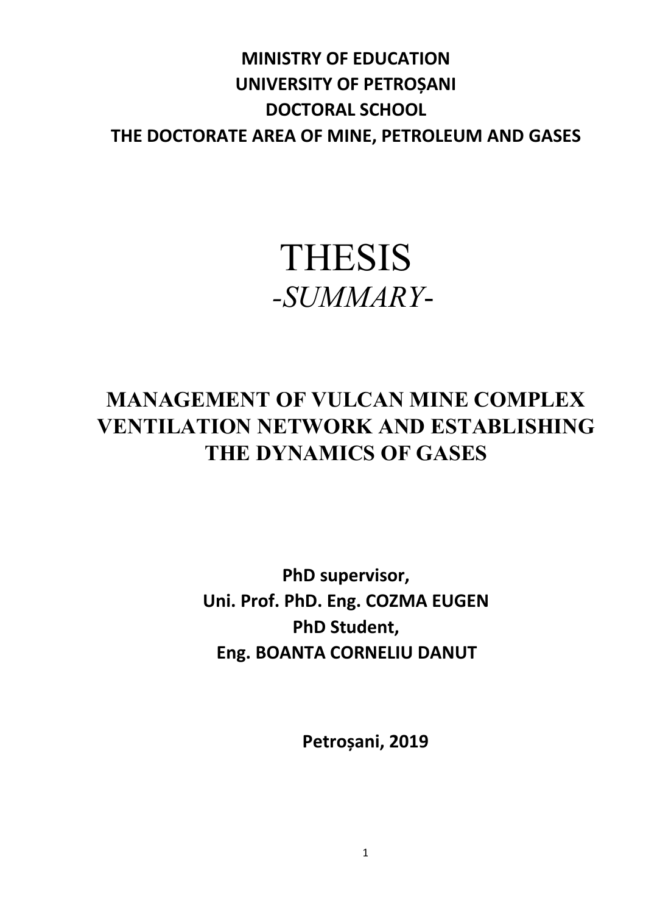**MINISTRY OF EDUCATION**
**UNIVERSITY OF PETROȘANI**
**DOCTORAL SCHOOL**
**THE DOCTORATE AREA OF MINE, PETROLEUM AND GASES**

# THESIS

## *-SUMMARY-*

# MANAGEMENT OF VULCAN MINE COMPLEX VENTILATION NETWORK AND ESTABLISHING THE DYNAMICS OF GASES

**PhD supervisor,**
**Uni. Prof. PhD. Eng. COZMA EUGEN**
**PhD Student,**
**Eng. BOANTA CORNELIU DANUT**

**Petroșani, 2019**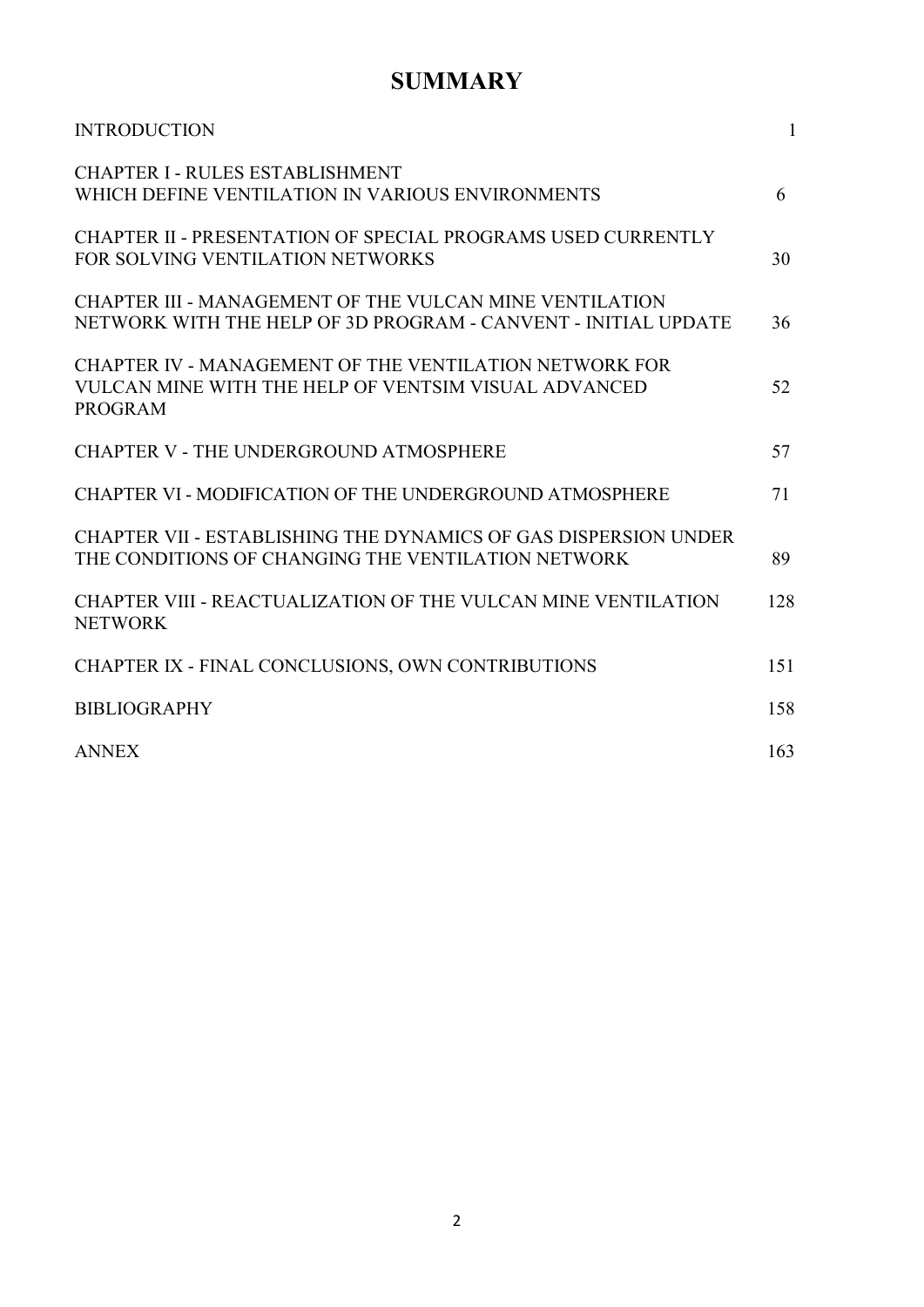# SUMMARY

| | |
|---|---|
| INTRODUCTION | 1 |
| CHAPTER I - RULES ESTABLISHMENT WHICH DEFINE VENTILATION IN VARIOUS ENVIRONMENTS | 6 |
| CHAPTER II - PRESENTATION OF SPECIAL PROGRAMS USED CURRENTLY FOR SOLVING VENTILATION NETWORKS | 30 |
| CHAPTER III - MANAGEMENT OF THE VULCAN MINE VENTILATION NETWORK WITH THE HELP OF 3D PROGRAM - CANVENT - INITIAL UPDATE | 36 |
| CHAPTER IV - MANAGEMENT OF THE VENTILATION NETWORK FOR VULCAN MINE WITH THE HELP OF VENTSIM VISUAL ADVANCED PROGRAM | 52 |
| CHAPTER V - THE UNDERGROUND ATMOSPHERE | 57 |
| CHAPTER VI - MODIFICATION OF THE UNDERGROUND ATMOSPHERE | 71 |
| CHAPTER VII - ESTABLISHING THE DYNAMICS OF GAS DISPERSION UNDER THE CONDITIONS OF CHANGING THE VENTILATION NETWORK | 89 |
| CHAPTER VIII - REACTUALIZATION OF THE VULCAN MINE VENTILATION NETWORK | 128 |
| CHAPTER IX - FINAL CONCLUSIONS, OWN CONTRIBUTIONS | 151 |
| BIBLIOGRAPHY | 158 |
| ANNEX | 163 |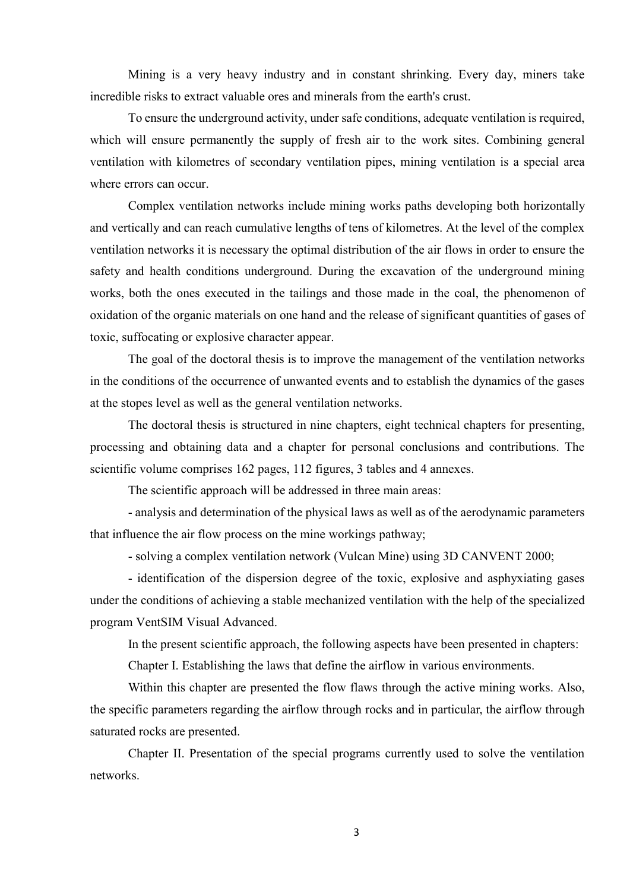Mining is a very heavy industry and in constant shrinking. Every day, miners take incredible risks to extract valuable ores and minerals from the earth's crust.

To ensure the underground activity, under safe conditions, adequate ventilation is required, which will ensure permanently the supply of fresh air to the work sites. Combining general ventilation with kilometres of secondary ventilation pipes, mining ventilation is a special area where errors can occur.

Complex ventilation networks include mining works paths developing both horizontally and vertically and can reach cumulative lengths of tens of kilometres. At the level of the complex ventilation networks it is necessary the optimal distribution of the air flows in order to ensure the safety and health conditions underground. During the excavation of the underground mining works, both the ones executed in the tailings and those made in the coal, the phenomenon of oxidation of the organic materials on one hand and the release of significant quantities of gases of toxic, suffocating or explosive character appear.

The goal of the doctoral thesis is to improve the management of the ventilation networks in the conditions of the occurrence of unwanted events and to establish the dynamics of the gases at the stopes level as well as the general ventilation networks.

The doctoral thesis is structured in nine chapters, eight technical chapters for presenting, processing and obtaining data and a chapter for personal conclusions and contributions. The scientific volume comprises 162 pages, 112 figures, 3 tables and 4 annexes.

The scientific approach will be addressed in three main areas:

- analysis and determination of the physical laws as well as of the aerodynamic parameters that influence the air flow process on the mine workings pathway;
- solving a complex ventilation network (Vulcan Mine) using 3D CANVENT 2000;
- identification of the dispersion degree of the toxic, explosive and asphyxiating gases under the conditions of achieving a stable mechanized ventilation with the help of the specialized program VentSIM Visual Advanced.

In the present scientific approach, the following aspects have been presented in chapters:

Chapter I. Establishing the laws that define the airflow in various environments.

Within this chapter are presented the flow flaws through the active mining works. Also, the specific parameters regarding the airflow through rocks and in particular, the airflow through saturated rocks are presented.

Chapter II. Presentation of the special programs currently used to solve the ventilation networks.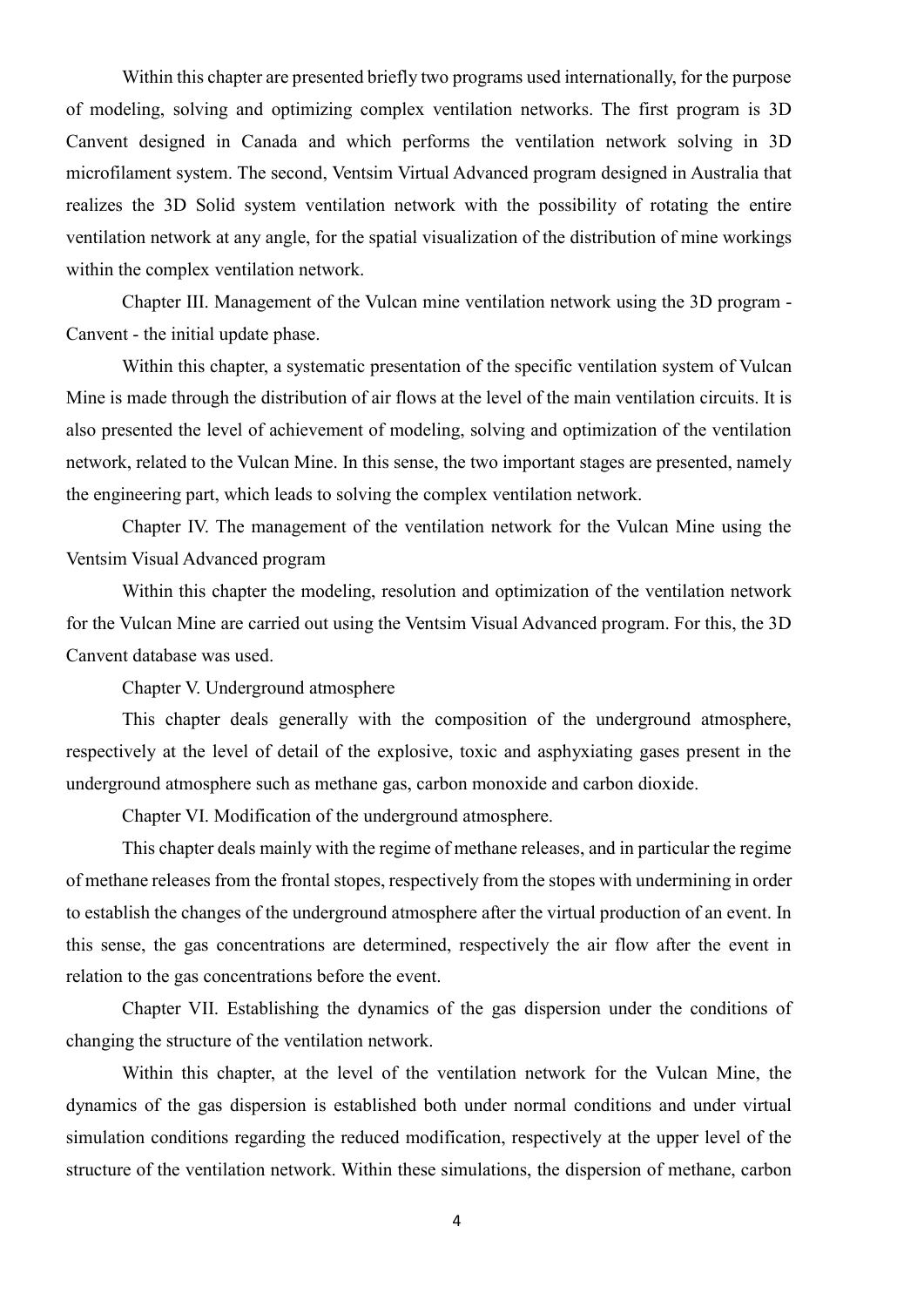Within this chapter are presented briefly two programs used internationally, for the purpose of modeling, solving and optimizing complex ventilation networks. The first program is 3D Canvent designed in Canada and which performs the ventilation network solving in 3D microfilament system. The second, Ventsim Virtual Advanced program designed in Australia that realizes the 3D Solid system ventilation network with the possibility of rotating the entire ventilation network at any angle, for the spatial visualization of the distribution of mine workings within the complex ventilation network.

Chapter III. Management of the Vulcan mine ventilation network using the 3D program - Canvent - the initial update phase.

Within this chapter, a systematic presentation of the specific ventilation system of Vulcan Mine is made through the distribution of air flows at the level of the main ventilation circuits. It is also presented the level of achievement of modeling, solving and optimization of the ventilation network, related to the Vulcan Mine. In this sense, the two important stages are presented, namely the engineering part, which leads to solving the complex ventilation network.

Chapter IV. The management of the ventilation network for the Vulcan Mine using the Ventsim Visual Advanced program

Within this chapter the modeling, resolution and optimization of the ventilation network for the Vulcan Mine are carried out using the Ventsim Visual Advanced program. For this, the 3D Canvent database was used.

Chapter V. Underground atmosphere

This chapter deals generally with the composition of the underground atmosphere, respectively at the level of detail of the explosive, toxic and asphyxiating gases present in the underground atmosphere such as methane gas, carbon monoxide and carbon dioxide.

Chapter VI. Modification of the underground atmosphere.

This chapter deals mainly with the regime of methane releases, and in particular the regime of methane releases from the frontal stopes, respectively from the stopes with undermining in order to establish the changes of the underground atmosphere after the virtual production of an event. In this sense, the gas concentrations are determined, respectively the air flow after the event in relation to the gas concentrations before the event.

Chapter VII. Establishing the dynamics of the gas dispersion under the conditions of changing the structure of the ventilation network.

Within this chapter, at the level of the ventilation network for the Vulcan Mine, the dynamics of the gas dispersion is established both under normal conditions and under virtual simulation conditions regarding the reduced modification, respectively at the upper level of the structure of the ventilation network. Within these simulations, the dispersion of methane, carbon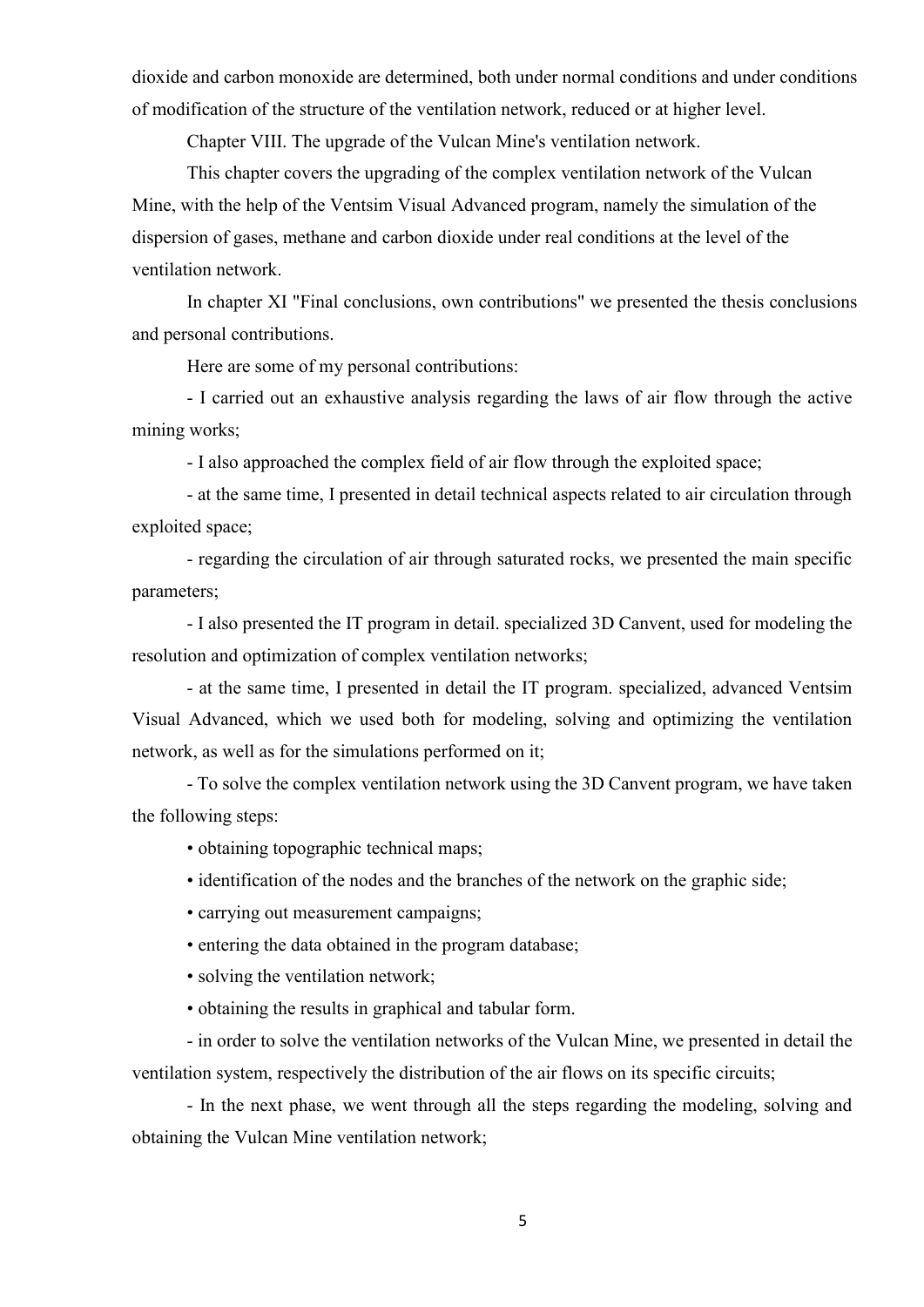dioxide and carbon monoxide are determined, both under normal conditions and under conditions of modification of the structure of the ventilation network, reduced or at higher level.

Chapter VIII. The upgrade of the Vulcan Mine's ventilation network.

This chapter covers the upgrading of the complex ventilation network of the Vulcan Mine, with the help of the Ventsim Visual Advanced program, namely the simulation of the dispersion of gases, methane and carbon dioxide under real conditions at the level of the ventilation network.

In chapter XI "Final conclusions, own contributions" we presented the thesis conclusions and personal contributions.

Here are some of my personal contributions:

- I carried out an exhaustive analysis regarding the laws of air flow through the active mining works;
- I also approached the complex field of air flow through the exploited space;
- at the same time, I presented in detail technical aspects related to air circulation through exploited space;
- regarding the circulation of air through saturated rocks, we presented the main specific parameters;
- I also presented the IT program in detail. specialized 3D Canvent, used for modeling the resolution and optimization of complex ventilation networks;
- at the same time, I presented in detail the IT program. specialized, advanced Ventsim Visual Advanced, which we used both for modeling, solving and optimizing the ventilation network, as well as for the simulations performed on it;
- To solve the complex ventilation network using the 3D Canvent program, we have taken the following steps:
  - obtaining topographic technical maps;
  - identification of the nodes and the branches of the network on the graphic side;
  - carrying out measurement campaigns;
  - entering the data obtained in the program database;
  - solving the ventilation network;
  - obtaining the results in graphical and tabular form.
- in order to solve the ventilation networks of the Vulcan Mine, we presented in detail the ventilation system, respectively the distribution of the air flows on its specific circuits;
- In the next phase, we went through all the steps regarding the modeling, solving and obtaining the Vulcan Mine ventilation network;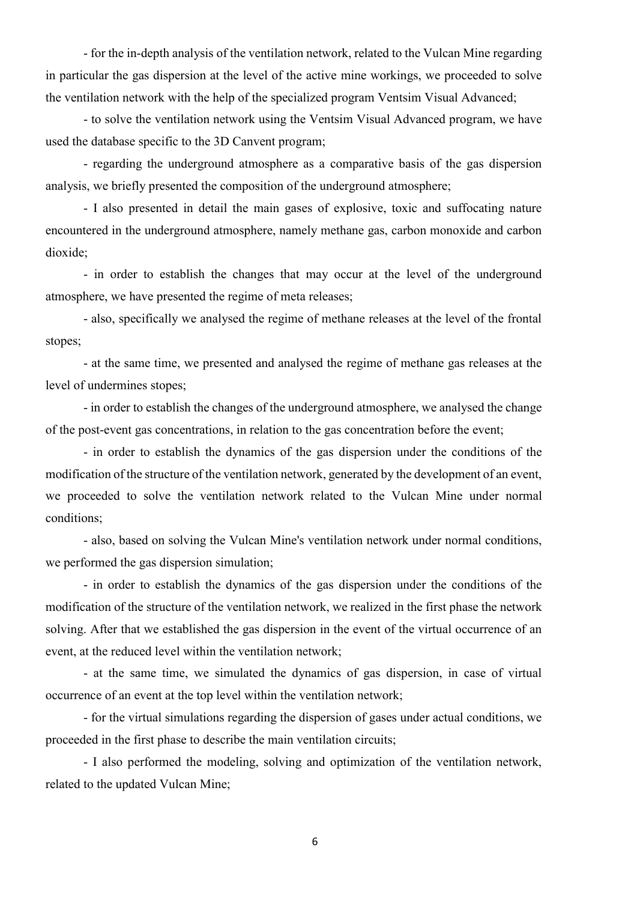- for the in-depth analysis of the ventilation network, related to the Vulcan Mine regarding in particular the gas dispersion at the level of the active mine workings, we proceeded to solve the ventilation network with the help of the specialized program Ventsim Visual Advanced;

- to solve the ventilation network using the Ventsim Visual Advanced program, we have used the database specific to the 3D Canvent program;

- regarding the underground atmosphere as a comparative basis of the gas dispersion analysis, we briefly presented the composition of the underground atmosphere;

- I also presented in detail the main gases of explosive, toxic and suffocating nature encountered in the underground atmosphere, namely methane gas, carbon monoxide and carbon dioxide;

- in order to establish the changes that may occur at the level of the underground atmosphere, we have presented the regime of meta releases;

- also, specifically we analysed the regime of methane releases at the level of the frontal stopes;

- at the same time, we presented and analysed the regime of methane gas releases at the level of undermines stopes;

- in order to establish the changes of the underground atmosphere, we analysed the change of the post-event gas concentrations, in relation to the gas concentration before the event;

- in order to establish the dynamics of the gas dispersion under the conditions of the modification of the structure of the ventilation network, generated by the development of an event, we proceeded to solve the ventilation network related to the Vulcan Mine under normal conditions;

- also, based on solving the Vulcan Mine's ventilation network under normal conditions, we performed the gas dispersion simulation;

- in order to establish the dynamics of the gas dispersion under the conditions of the modification of the structure of the ventilation network, we realized in the first phase the network solving. After that we established the gas dispersion in the event of the virtual occurrence of an event, at the reduced level within the ventilation network;

- at the same time, we simulated the dynamics of gas dispersion, in case of virtual occurrence of an event at the top level within the ventilation network;

- for the virtual simulations regarding the dispersion of gases under actual conditions, we proceeded in the first phase to describe the main ventilation circuits;

- I also performed the modeling, solving and optimization of the ventilation network, related to the updated Vulcan Mine;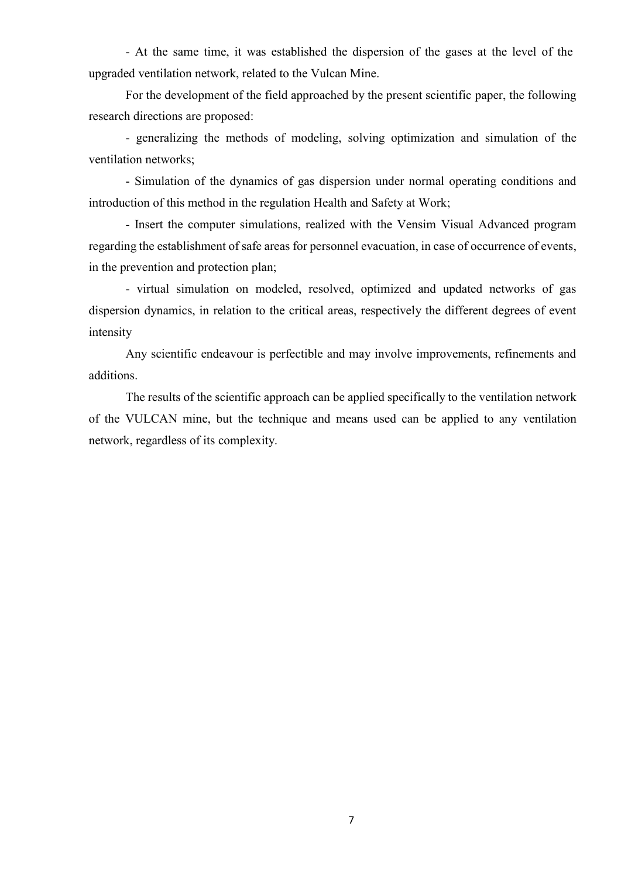- At the same time, it was established the dispersion of the gases at the level of the upgraded ventilation network, related to the Vulcan Mine.

For the development of the field approached by the present scientific paper, the following research directions are proposed:

- generalizing the methods of modeling, solving optimization and simulation of the ventilation networks;

- Simulation of the dynamics of gas dispersion under normal operating conditions and introduction of this method in the regulation Health and Safety at Work;

- Insert the computer simulations, realized with the Vensim Visual Advanced program regarding the establishment of safe areas for personnel evacuation, in case of occurrence of events, in the prevention and protection plan;

- virtual simulation on modeled, resolved, optimized and updated networks of gas dispersion dynamics, in relation to the critical areas, respectively the different degrees of event intensity

Any scientific endeavour is perfectible and may involve improvements, refinements and additions.

The results of the scientific approach can be applied specifically to the ventilation network of the VULCAN mine, but the technique and means used can be applied to any ventilation network, regardless of its complexity.